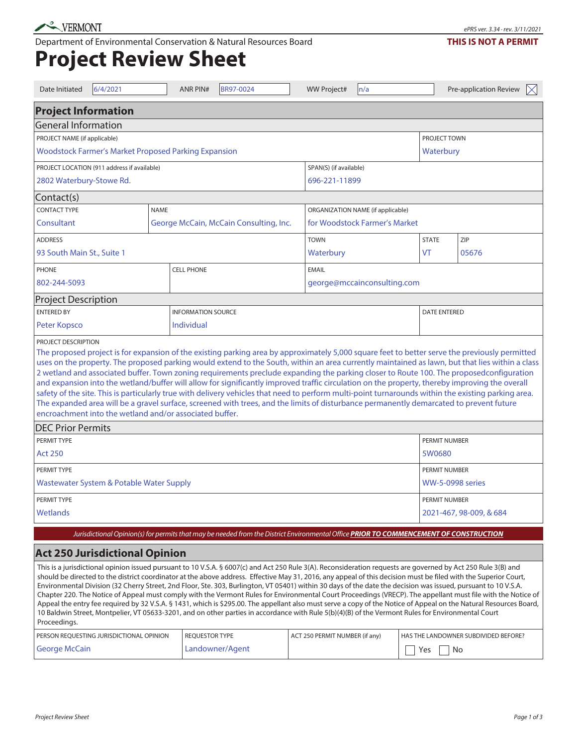VERMONT

Department of Environmental Conservation & Natural Resources Board

ePRS ver. 3.34 · rev. 3/11/2021

**THIS IS NOT A PERMIT**

# Project Review Sheet

| Date Initiated | 6/4/2021 | ANR PIN# | BR97-0024 | WW Project# | n/a | Pre-application Review | ☒ |
|---|---|---|---|---|---|---|---|

## Project Information

### General Information

| PROJECT NAME (if applicable) | PROJECT TOWN |
|---|---|
| Woodstock Farmer's Market Proposed Parking Expansion | Waterbury |

| PROJECT LOCATION (911 address if available) | SPAN(S) (if available) |
|---|---|
| 2802 Waterbury-Stowe Rd. | 696-221-11899 |

### Contact(s)

| CONTACT TYPE | NAME | ORGANIZATION NAME (if applicable) |
|---|---|---|
| Consultant | George McCain, McCain Consulting, Inc. | for Woodstock Farmer's Market |

| ADDRESS | TOWN | STATE | ZIP |
|---|---|---|---|
| 93 South Main St., Suite 1 | Waterbury | VT | 05676 |

| PHONE | CELL PHONE | EMAIL |
|---|---|---|
| 802-244-5093 | | george@mccainconsulting.com |

### Project Description

| ENTERED BY | INFORMATION SOURCE | DATE ENTERED |
|---|---|---|
| Peter Kopsco | Individual | |

PROJECT DESCRIPTION

The proposed project is for expansion of the existing parking area by approximately 5,000 square feet to better serve the previously permitted uses on the property. The proposed parking would extend to the South, within an area currently maintained as lawn, but that lies within a class 2 wetland and associated buffer. Town zoning requirements preclude expanding the parking closer to Route 100. The proposedconfiguration and expansion into the wetland/buffer will allow for significantly improved traffic circulation on the property, thereby improving the overall safety of the site. This is particularly true with delivery vehicles that need to perform multi-point turnarounds within the existing parking area. The expanded area will be a gravel surface, screened with trees, and the limits of disturbance permanently demarcated to prevent future encroachment into the wetland and/or associated buffer.

### DEC Prior Permits

| PERMIT TYPE | PERMIT NUMBER |
|---|---|
| Act 250 | 5W0680 |
| Wastewater System & Potable Water Supply | WW-5-0998 series |
| Wetlands | 2021-467, 98-009, & 684 |

*Jurisdictional Opinion(s) for permits that may be needed from the District Environmental Office* ***PRIOR TO COMMENCEMENT OF CONSTRUCTION***

## Act 250 Jurisdictional Opinion

This is a jurisdictional opinion issued pursuant to 10 V.S.A. § 6007(c) and Act 250 Rule 3(A). Reconsideration requests are governed by Act 250 Rule 3(B) and should be directed to the district coordinator at the above address. Effective May 31, 2016, any appeal of this decision must be filed with the Superior Court, Environmental Division (32 Cherry Street, 2nd Floor, Ste. 303, Burlington, VT 05401) within 30 days of the date the decision was issued, pursuant to 10 V.S.A. Chapter 220. The Notice of Appeal must comply with the Vermont Rules for Environmental Court Proceedings (VRECP). The appellant must file with the Notice of Appeal the entry fee required by 32 V.S.A. § 1431, which is $295.00. The appellant also must serve a copy of the Notice of Appeal on the Natural Resources Board, 10 Baldwin Street, Montpelier, VT 05633-3201, and on other parties in accordance with Rule 5(b)(4)(B) of the Vermont Rules for Environmental Court Proceedings.

| PERSON REQUESTING JURISDICTIONAL OPINION | REQUESTOR TYPE | ACT 250 PERMIT NUMBER (if any) | HAS THE LANDOWNER SUBDIVIDED BEFORE? |
|---|---|---|---|
| George McCain | Landowner/Agent | | ☐ Yes ☐ No |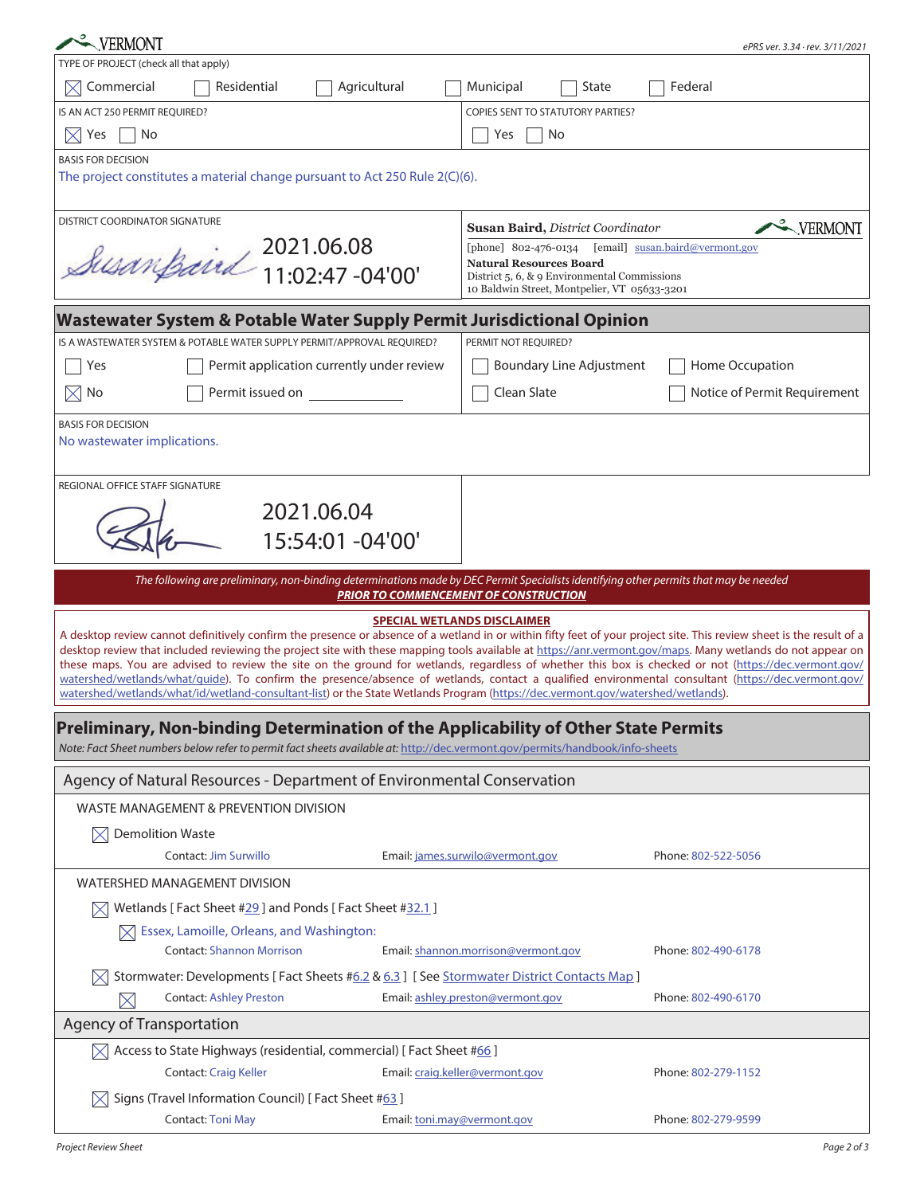VERMONT

ePRS ver. 3.34 · rev. 3/11/2021

TYPE OF PROJECT (check all that apply)

☒ Commercial ☐ Residential ☐ Agricultural ☐ Municipal ☐ State ☐ Federal

| IS AN ACT 250 PERMIT REQUIRED? | COPIES SENT TO STATUTORY PARTIES? |
|---|---|
| ☒ Yes ☐ No | ☐ Yes ☐ No |

BASIS FOR DECISION

The project constitutes a material change pursuant to Act 250 Rule 2(C)(6).

| DISTRICT COORDINATOR SIGNATURE | |
|---|---|
| Susan Baird 2021.06.08 11:02:47 -04'00' | **Susan Baird,** *District Coordinator* VERMONT<br>[phone] 802-476-0134 [email] susan.baird@vermont.gov<br>**Natural Resources Board**<br>District 5, 6, & 9 Environmental Commissions<br>10 Baldwin Street, Montpelier, VT 05633-3201 |

## Wastewater System & Potable Water Supply Permit Jurisdictional Opinion

| IS A WASTEWATER SYSTEM & POTABLE WATER SUPPLY PERMIT/APPROVAL REQUIRED? | PERMIT NOT REQUIRED? |
|---|---|
| ☐ Yes ☐ Permit application currently under review | ☐ Boundary Line Adjustment ☐ Home Occupation |
| ☒ No ☐ Permit issued on ________ | ☐ Clean Slate ☐ Notice of Permit Requirement |

BASIS FOR DECISION

No wastewater implications.

REGIONAL OFFICE STAFF SIGNATURE

2021.06.04 15:54:01 -04'00'

*The following are preliminary, non-binding determinations made by DEC Permit Specialists identifying other permits that may be needed* ***PRIOR TO COMMENCEMENT OF CONSTRUCTION***

**SPECIAL WETLANDS DISCLAIMER**

A desktop review cannot definitively confirm the presence or absence of a wetland in or within fifty feet of your project site. This review sheet is the result of a desktop review that included reviewing the project site with these mapping tools available at https://anr.vermont.gov/maps. Many wetlands do not appear on these maps. You are advised to review the site on the ground for wetlands, regardless of whether this box is checked or not (https://dec.vermont.gov/watershed/wetlands/what/guide). To confirm the presence/absence of wetlands, contact a qualified environmental consultant (https://dec.vermont.gov/watershed/wetlands/what/id/wetland-consultant-list) or the State Wetlands Program (https://dec.vermont.gov/watershed/wetlands).

## Preliminary, Non-binding Determination of the Applicability of Other State Permits

*Note: Fact Sheet numbers below refer to permit fact sheets available at: http://dec.vermont.gov/permits/handbook/info-sheets*

### Agency of Natural Resources - Department of Environmental Conservation

WASTE MANAGEMENT & PREVENTION DIVISION

☒ Demolition Waste

| Contact: Jim Surwillo | Email: james.surwilo@vermont.gov | Phone: 802-522-5056 |
|---|---|---|

WATERSHED MANAGEMENT DIVISION

☒ Wetlands [ Fact Sheet #29 ] and Ponds [ Fact Sheet #32.1 ]

☒ Essex, Lamoille, Orleans, and Washington:

| Contact: Shannon Morrison | Email: shannon.morrison@vermont.gov | Phone: 802-490-6178 |
|---|---|---|

☒ Stormwater: Developments [ Fact Sheets #6.2 & 6.3 ] [ See Stormwater District Contacts Map ]

| ☒ Contact: Ashley Preston | Email: ashley.preston@vermont.gov | Phone: 802-490-6170 |
|---|---|---|

### Agency of Transportation

☒ Access to State Highways (residential, commercial) [ Fact Sheet #66 ]

| Contact: Craig Keller | Email: craig.keller@vermont.gov | Phone: 802-279-1152 |
|---|---|---|

☒ Signs (Travel Information Council) [ Fact Sheet #63 ]

| Contact: Toni May | Email: toni.may@vermont.gov | Phone: 802-279-9599 |
|---|---|---|

*Project Review Sheet*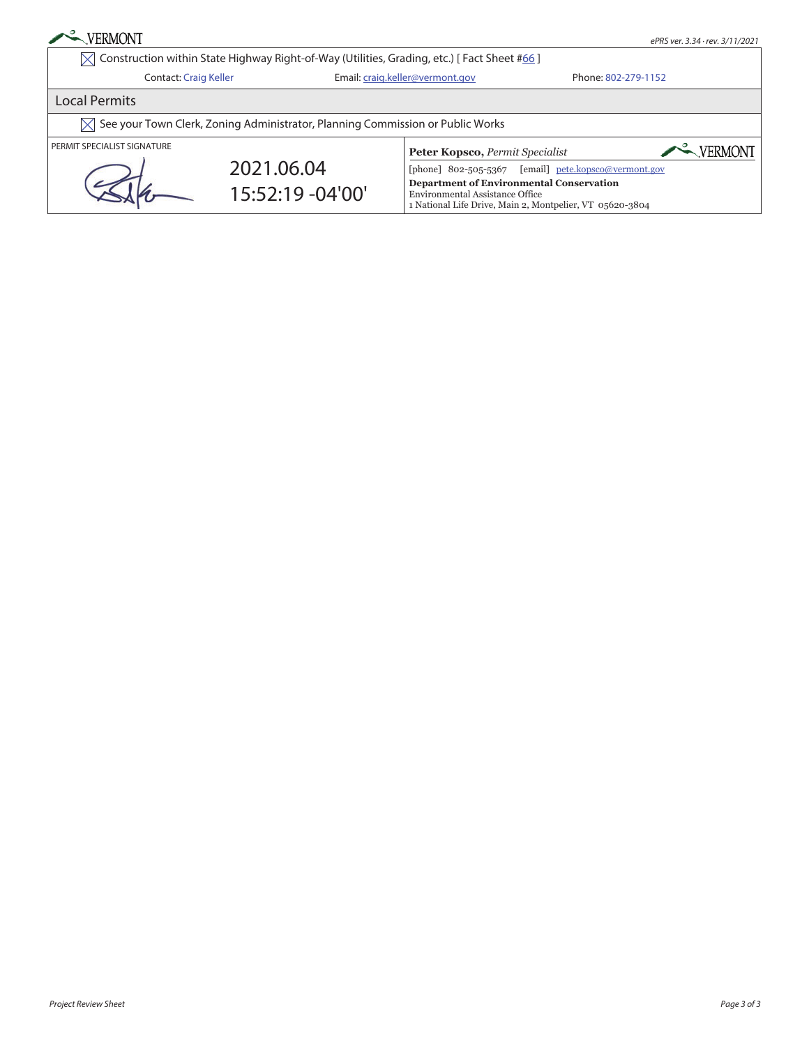☒ Construction within State Highway Right-of-Way (Utilities, Grading, etc.) [ Fact Sheet #66 ]

Contact: Craig Keller | Email: craig.keller@vermont.gov | Phone: 802-279-1152

## Local Permits

☒ See your Town Clerk, Zoning Administrator, Planning Commission or Public Works

PERMIT SPECIALIST SIGNATURE

2021.06.04
15:52:19 -04'00'

**Peter Kopsco,** *Permit Specialist*

[phone] 802-505-5367 [email] pete.kopsco@vermont.gov

**Department of Environmental Conservation**
Environmental Assistance Office
1 National Life Drive, Main 2, Montpelier, VT 05620-3804